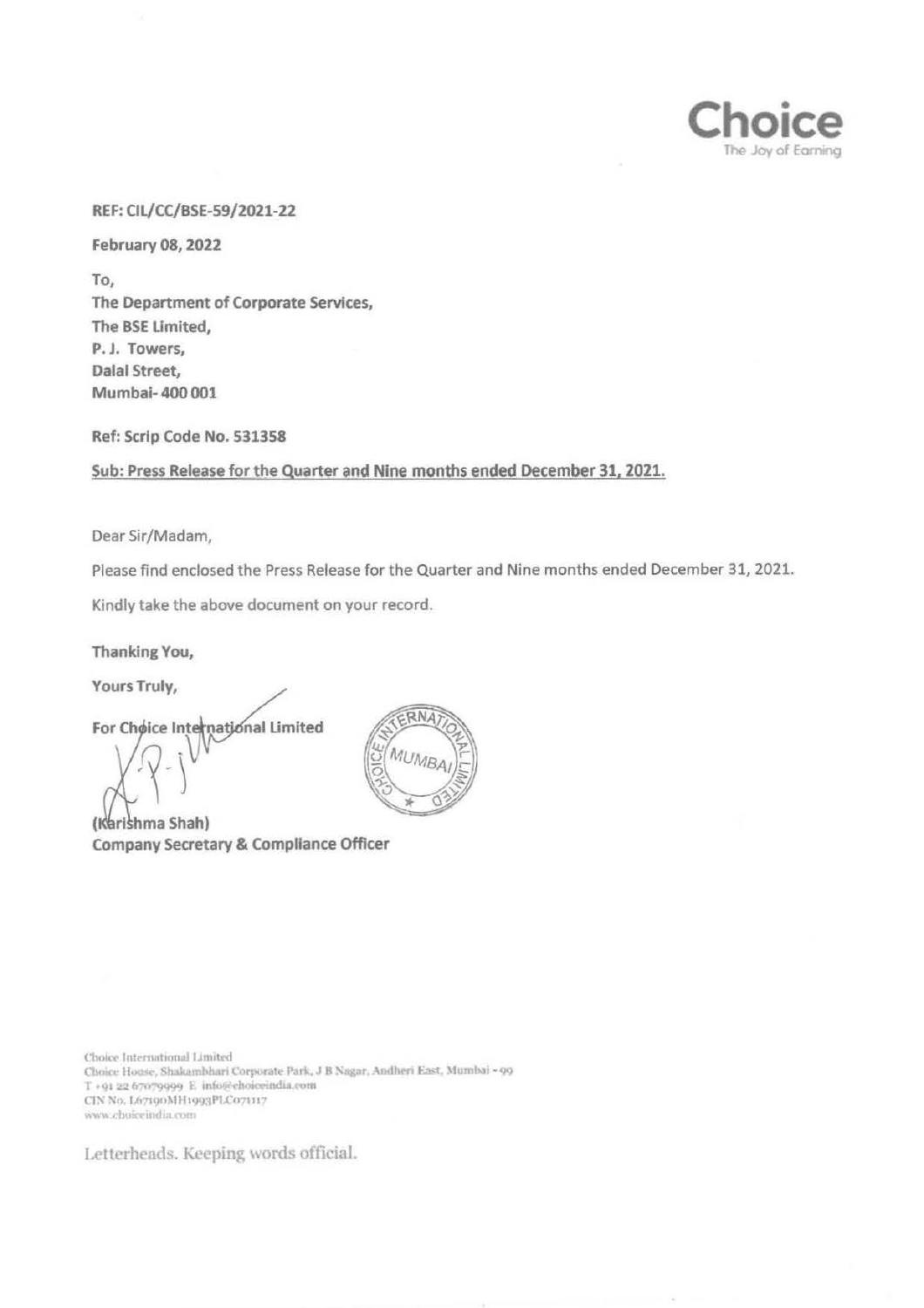Choice
The Joy of Earning

**REF: CIL/CC/BSE-59/2021-22**

**February 08, 2022**

To,
**The Department of Corporate Services,**
**The BSE Limited,**
**P. J. Towers,**
**Dalal Street,**
**Mumbai- 400 001**

**Ref: Scrip Code No. 531358**

**Sub: Press Release for the Quarter and Nine months ended December 31, 2021.**

Dear Sir/Madam,

Please find enclosed the Press Release for the Quarter and Nine months ended December 31, 2021.

Kindly take the above document on your record.

**Thanking You,**

**Yours Truly,**

**For Choice International Limited**

**(Karishma Shah)**
**Company Secretary & Compliance Officer**

Choice International Limited
Choice House, Shakambhari Corporate Park, J B Nagar, Andheri East, Mumbai - 99
T +91 22 67079999 E info@choiceindia.com
CIN No. L67190MH1993PLC071117
www.choiceindia.com

Letterheads. Keeping words official.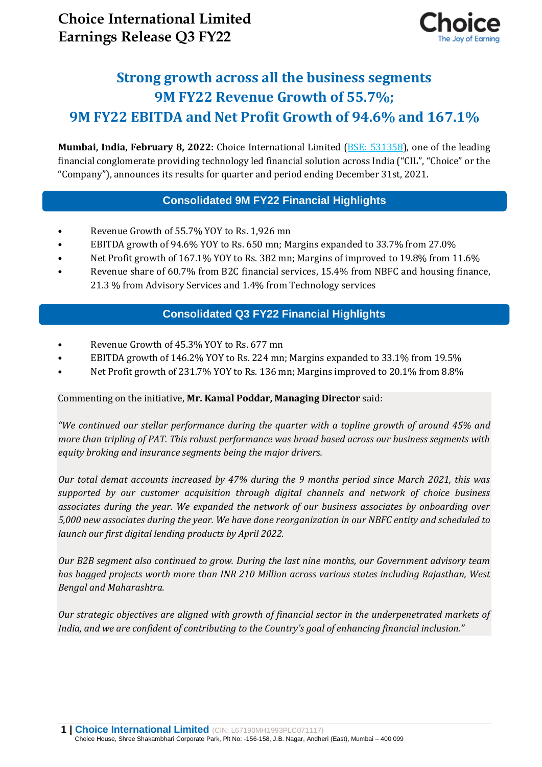# Choice International Limited
# Earnings Release Q3 FY22

## Strong growth across all the business segments
## 9M FY22 Revenue Growth of 55.7%;
## 9M FY22 EBITDA and Net Profit Growth of 94.6% and 167.1%

**Mumbai, India, February 8, 2022:** Choice International Limited (BSE: 531358), one of the leading financial conglomerate providing technology led financial solution across India ("CIL", "Choice" or the "Company"), announces its results for quarter and period ending December 31st, 2021.

### Consolidated 9M FY22 Financial Highlights

- Revenue Growth of 55.7% YOY to Rs. 1,926 mn
- EBITDA growth of 94.6% YOY to Rs. 650 mn; Margins expanded to 33.7% from 27.0%
- Net Profit growth of 167.1% YOY to Rs. 382 mn; Margins of improved to 19.8% from 11.6%
- Revenue share of 60.7% from B2C financial services, 15.4% from NBFC and housing finance, 21.3 % from Advisory Services and 1.4% from Technology services

### Consolidated Q3 FY22 Financial Highlights

- Revenue Growth of 45.3% YOY to Rs. 677 mn
- EBITDA growth of 146.2% YOY to Rs. 224 mn; Margins expanded to 33.1% from 19.5%
- Net Profit growth of 231.7% YOY to Rs. 136 mn; Margins improved to 20.1% from 8.8%

Commenting on the initiative, **Mr. Kamal Poddar, Managing Director** said:

*"We continued our stellar performance during the quarter with a topline growth of around 45% and more than tripling of PAT. This robust performance was broad based across our business segments with equity broking and insurance segments being the major drivers.*

*Our total demat accounts increased by 47% during the 9 months period since March 2021, this was supported by our customer acquisition through digital channels and network of choice business associates during the year. We expanded the network of our business associates by onboarding over 5,000 new associates during the year. We have done reorganization in our NBFC entity and scheduled to launch our first digital lending products by April 2022.*

*Our B2B segment also continued to grow. During the last nine months, our Government advisory team has bagged projects worth more than INR 210 Million across various states including Rajasthan, West Bengal and Maharashtra.*

*Our strategic objectives are aligned with growth of financial sector in the underpenetrated markets of India, and we are confident of contributing to the Country's goal of enhancing financial inclusion."*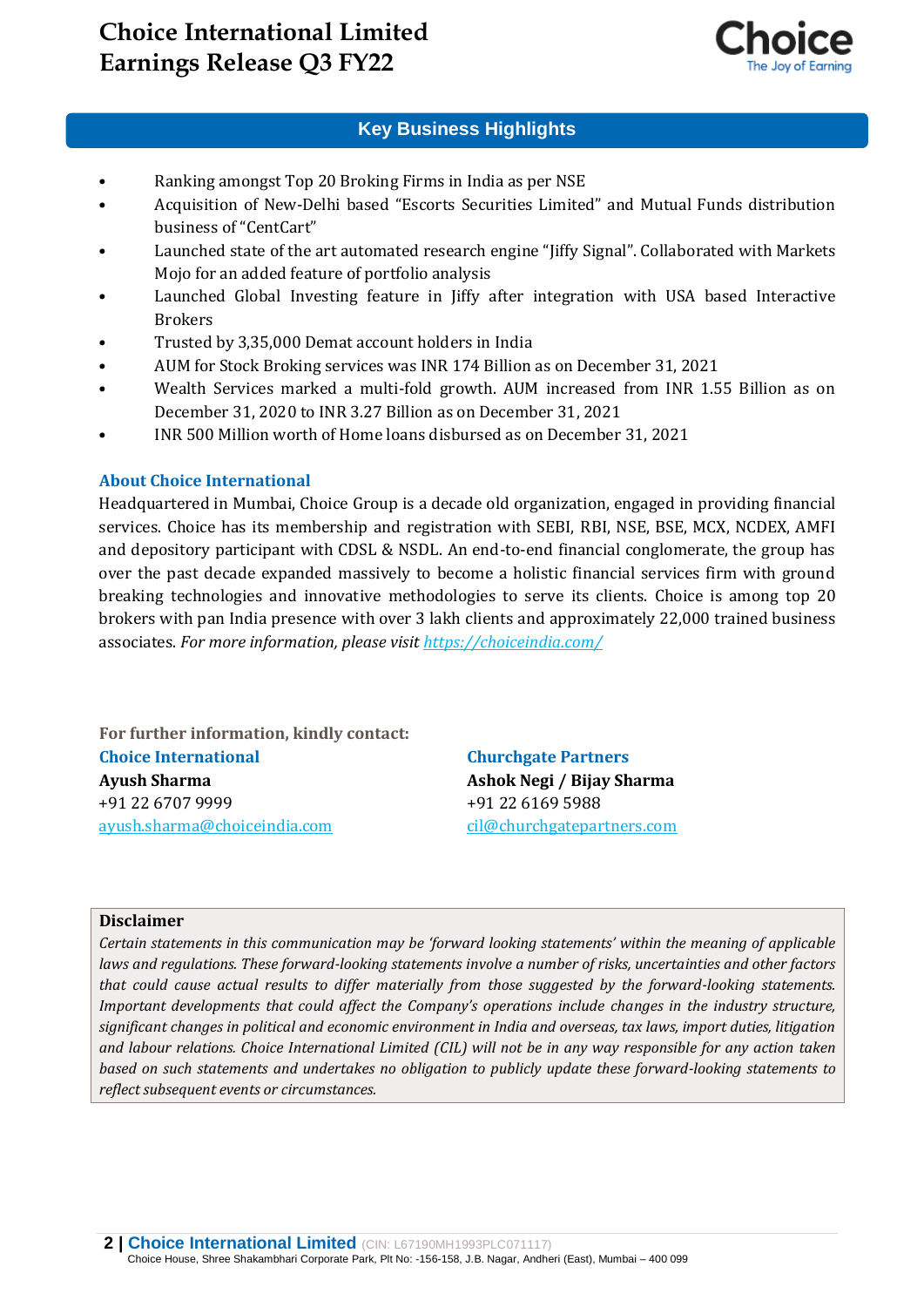## Key Business Highlights

- Ranking amongst Top 20 Broking Firms in India as per NSE
- Acquisition of New-Delhi based "Escorts Securities Limited" and Mutual Funds distribution business of "CentCart"
- Launched state of the art automated research engine "Jiffy Signal". Collaborated with Markets Mojo for an added feature of portfolio analysis
- Launched Global Investing feature in Jiffy after integration with USA based Interactive Brokers
- Trusted by 3,35,000 Demat account holders in India
- AUM for Stock Broking services was INR 174 Billion as on December 31, 2021
- Wealth Services marked a multi-fold growth. AUM increased from INR 1.55 Billion as on December 31, 2020 to INR 3.27 Billion as on December 31, 2021
- INR 500 Million worth of Home loans disbursed as on December 31, 2021

### About Choice International

Headquartered in Mumbai, Choice Group is a decade old organization, engaged in providing financial services. Choice has its membership and registration with SEBI, RBI, NSE, BSE, MCX, NCDEX, AMFI and depository participant with CDSL & NSDL. An end-to-end financial conglomerate, the group has over the past decade expanded massively to become a holistic financial services firm with ground breaking technologies and innovative methodologies to serve its clients. Choice is among top 20 brokers with pan India presence with over 3 lakh clients and approximately 22,000 trained business associates. *For more information, please visit* [https://choiceindia.com/](https://choiceindia.com/)

**For further information, kindly contact:**

**Choice International**
**Ayush Sharma**
+91 22 6707 9999
ayush.sharma@choiceindia.com

**Churchgate Partners**
**Ashok Negi / Bijay Sharma**
+91 22 6169 5988
cil@churchgatepartners.com

**Disclaimer**

*Certain statements in this communication may be 'forward looking statements' within the meaning of applicable laws and regulations. These forward-looking statements involve a number of risks, uncertainties and other factors that could cause actual results to differ materially from those suggested by the forward-looking statements. Important developments that could affect the Company's operations include changes in the industry structure, significant changes in political and economic environment in India and overseas, tax laws, import duties, litigation and labour relations. Choice International Limited (CIL) will not be in any way responsible for any action taken based on such statements and undertakes no obligation to publicly update these forward-looking statements to reflect subsequent events or circumstances.*